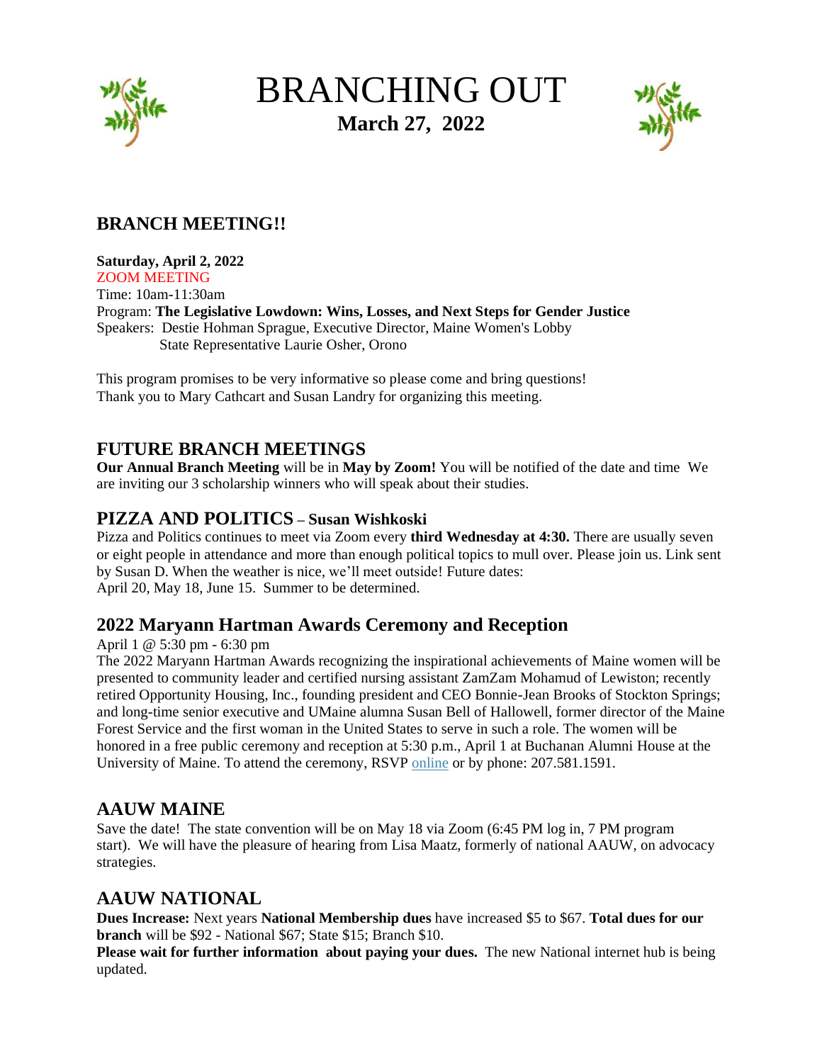# BRANCHING OUT

**March 27, 2022**

## BRANCH MEETING!!

**Saturday, April 2, 2022**
ZOOM MEETING
Time: 10am-11:30am
Program: **The Legislative Lowdown: Wins, Losses, and Next Steps for Gender Justice**
Speakers: Destie Hohman Sprague, Executive Director, Maine Women's Lobby
State Representative Laurie Osher, Orono

This program promises to be very informative so please come and bring questions!
Thank you to Mary Cathcart and Susan Landry for organizing this meeting.

## FUTURE BRANCH MEETINGS

**Our Annual Branch Meeting** will be in **May by Zoom!** You will be notified of the date and time We are inviting our 3 scholarship winners who will speak about their studies.

## PIZZA AND POLITICS – Susan Wishkoski

Pizza and Politics continues to meet via Zoom every **third Wednesday at 4:30.** There are usually seven or eight people in attendance and more than enough political topics to mull over. Please join us. Link sent by Susan D. When the weather is nice, we'll meet outside! Future dates:
April 20, May 18, June 15. Summer to be determined.

## 2022 Maryann Hartman Awards Ceremony and Reception

April 1 @ 5:30 pm - 6:30 pm

The 2022 Maryann Hartman Awards recognizing the inspirational achievements of Maine women will be presented to community leader and certified nursing assistant ZamZam Mohamud of Lewiston; recently retired Opportunity Housing, Inc., founding president and CEO Bonnie-Jean Brooks of Stockton Springs; and long-time senior executive and UMaine alumna Susan Bell of Hallowell, former director of the Maine Forest Service and the first woman in the United States to serve in such a role. The women will be honored in a free public ceremony and reception at 5:30 p.m., April 1 at Buchanan Alumni House at the University of Maine. To attend the ceremony, RSVP online or by phone: 207.581.1591.

## AAUW MAINE

Save the date! The state convention will be on May 18 via Zoom (6:45 PM log in, 7 PM program start). We will have the pleasure of hearing from Lisa Maatz, formerly of national AAUW, on advocacy strategies.

## AAUW NATIONAL

**Dues Increase:** Next years **National Membership dues** have increased $5 to $67. **Total dues for our branch** will be $92 - National $67; State $15; Branch $10.

**Please wait for further information about paying your dues.** The new National internet hub is being updated.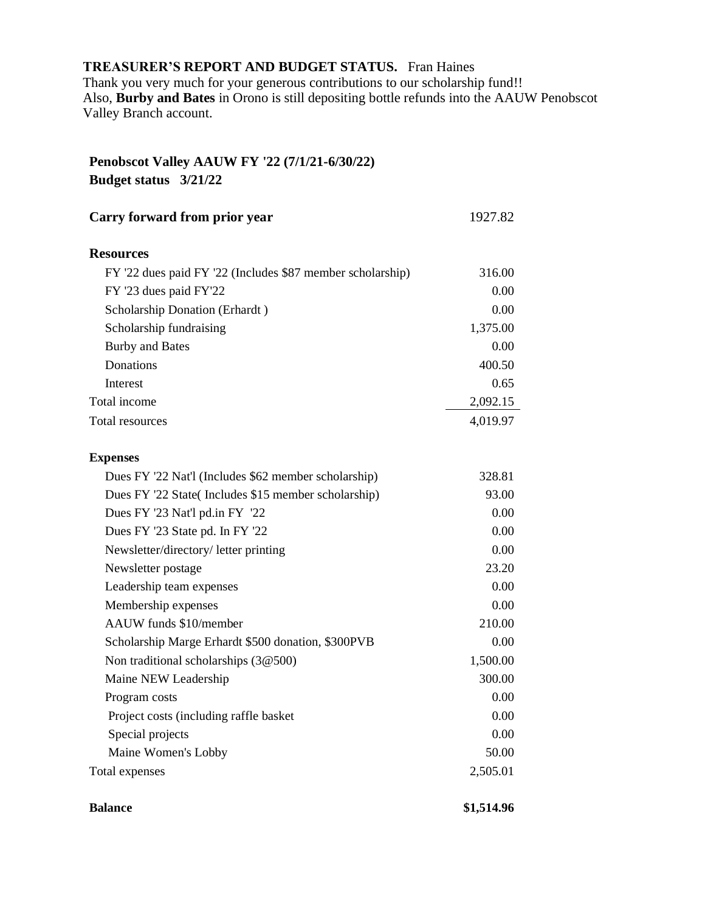**TREASURER'S REPORT AND BUDGET STATUS.** Fran Haines
Thank you very much for your generous contributions to our scholarship fund!!
Also, **Burby and Bates** in Orono is still depositing bottle refunds into the AAUW Penobscot Valley Branch account.

**Penobscot Valley AAUW FY '22 (7/1/21-6/30/22)**
**Budget status 3/21/22**

| | |
|---|---|
| **Carry forward from prior year** | 1927.82 |
| **Resources** | |
| FY '22 dues paid FY '22 (Includes $87 member scholarship) | 316.00 |
| FY '23 dues paid FY'22 | 0.00 |
| Scholarship Donation (Erhardt ) | 0.00 |
| Scholarship fundraising | 1,375.00 |
| Burby and Bates | 0.00 |
| Donations | 400.50 |
| Interest | 0.65 |
| Total income | 2,092.15 |
| Total resources | 4,019.97 |
| **Expenses** | |
| Dues FY '22 Nat'l (Includes $62 member scholarship) | 328.81 |
| Dues FY '22 State( Includes $15 member scholarship) | 93.00 |
| Dues FY '23 Nat'l pd.in FY '22 | 0.00 |
| Dues FY '23 State pd. In FY '22 | 0.00 |
| Newsletter/directory/ letter printing | 0.00 |
| Newsletter postage | 23.20 |
| Leadership team expenses | 0.00 |
| Membership expenses | 0.00 |
| AAUW funds $10/member | 210.00 |
| Scholarship Marge Erhardt $500 donation, $300PVB | 0.00 |
| Non traditional scholarships (3@500) | 1,500.00 |
| Maine NEW Leadership | 300.00 |
| Program costs | 0.00 |
| Project costs (including raffle basket | 0.00 |
| Special projects | 0.00 |
| Maine Women's Lobby | 50.00 |
| Total expenses | 2,505.01 |
| **Balance** | **$1,514.96** |